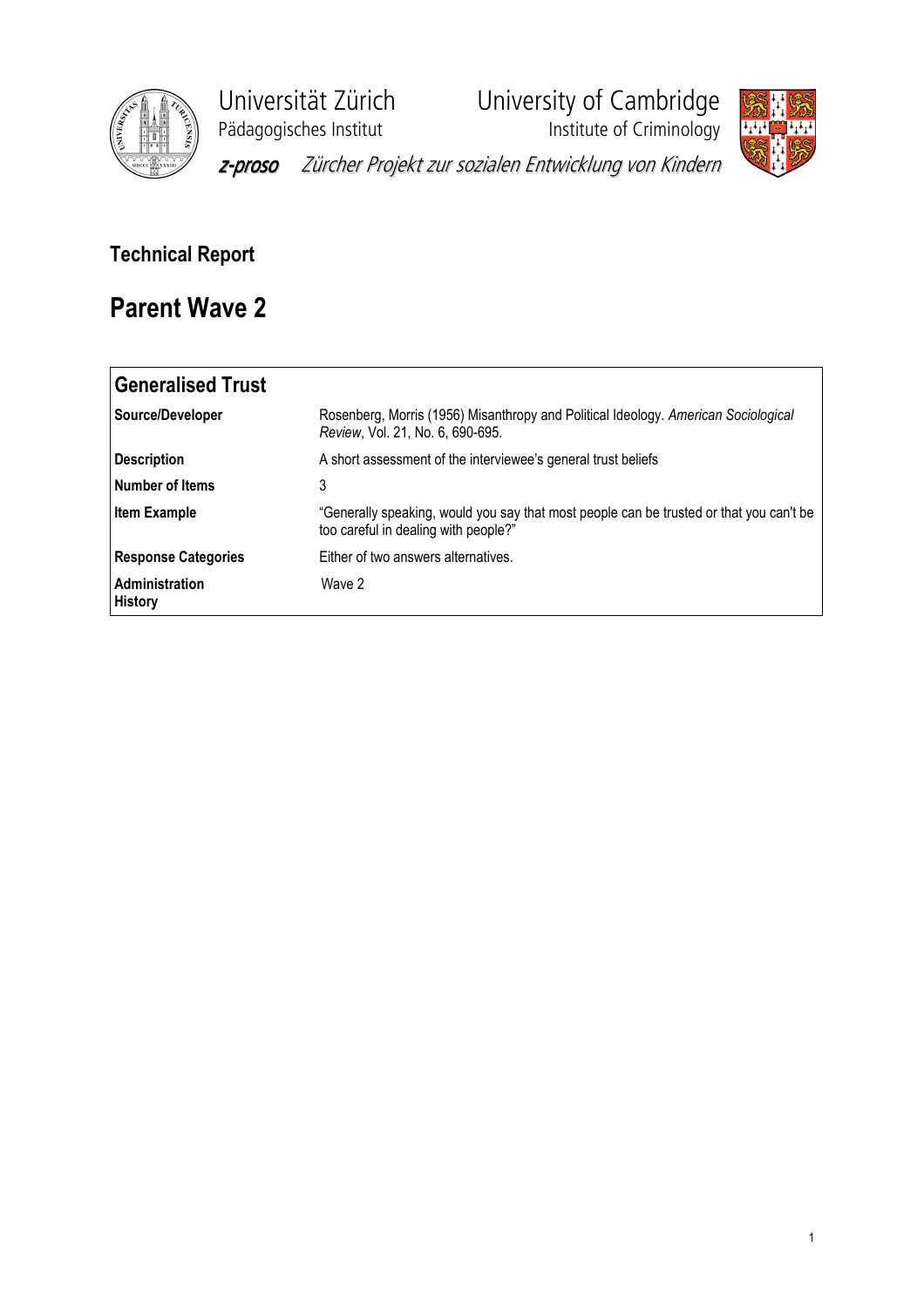Universität Zürich
Pädagogisches Institut

University of Cambridge
Institute of Criminology

*z-proso* *Zürcher Projekt zur sozialen Entwicklung von Kindern*

## Technical Report

# Parent Wave 2

| **Generalised Trust** | |
|---|---|
| **Source/Developer** | Rosenberg, Morris (1956) Misanthropy and Political Ideology. *American Sociological Review*, Vol. 21, No. 6, 690-695. |
| **Description** | A short assessment of the interviewee's general trust beliefs |
| **Number of Items** | 3 |
| **Item Example** | "Generally speaking, would you say that most people can be trusted or that you can't be too careful in dealing with people?" |
| **Response Categories** | Either of two answers alternatives. |
| **Administration History** | Wave 2 |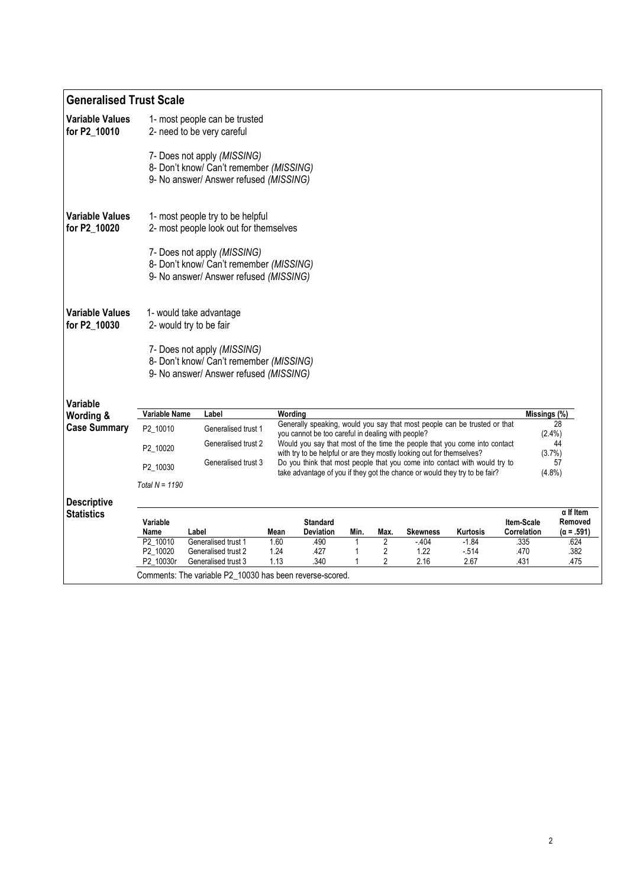## Generalised Trust Scale

**Variable Values for P2_10010**

1- most people can be trusted
2- need to be very careful

7- Does not apply *(MISSING)*
8- Don't know/ Can't remember *(MISSING)*
9- No answer/ Answer refused *(MISSING)*

**Variable Values for P2_10020**

1- most people try to be helpful
2- most people look out for themselves

7- Does not apply *(MISSING)*
8- Don't know/ Can't remember *(MISSING)*
9- No answer/ Answer refused *(MISSING)*

**Variable Values for P2_10030**

1- would take advantage
2- would try to be fair

7- Does not apply *(MISSING)*
8- Don't know/ Can't remember *(MISSING)*
9- No answer/ Answer refused *(MISSING)*

**Variable Wording & Case Summary**

| Variable Name | Label | Wording | Missings (%) |
|---|---|---|---|
| P2_10010 | Generalised trust 1 | Generally speaking, would you say that most people can be trusted or that you cannot be too careful in dealing with people? | 28 (2.4%) |
| P2_10020 | Generalised trust 2 | Would you say that most of the time the people that you come into contact with try to be helpful or are they mostly looking out for themselves? | 44 (3.7%) |
| P2_10030 | Generalised trust 3 | Do you think that most people that you come into contact with would try to take advantage of you if they got the chance or would they try to be fair? | 57 (4.8%) |

*Total N = 1190*

**Descriptive Statistics**

| Variable Name | Label | Mean | Standard Deviation | Min. | Max. | Skewness | Kurtosis | Item-Scale Correlation | α If Item Removed (α = .591) |
|---|---|---|---|---|---|---|---|---|---|
| P2_10010 | Generalised trust 1 | 1.60 | .490 | 1 | 2 | -.404 | -1.84 | .335 | .624 |
| P2_10020 | Generalised trust 2 | 1.24 | .427 | 1 | 2 | 1.22 | -.514 | .470 | .382 |
| P2_10030r | Generalised trust 3 | 1.13 | .340 | 1 | 2 | 2.16 | 2.67 | .431 | .475 |

Comments: The variable P2_10030 has been reverse-scored.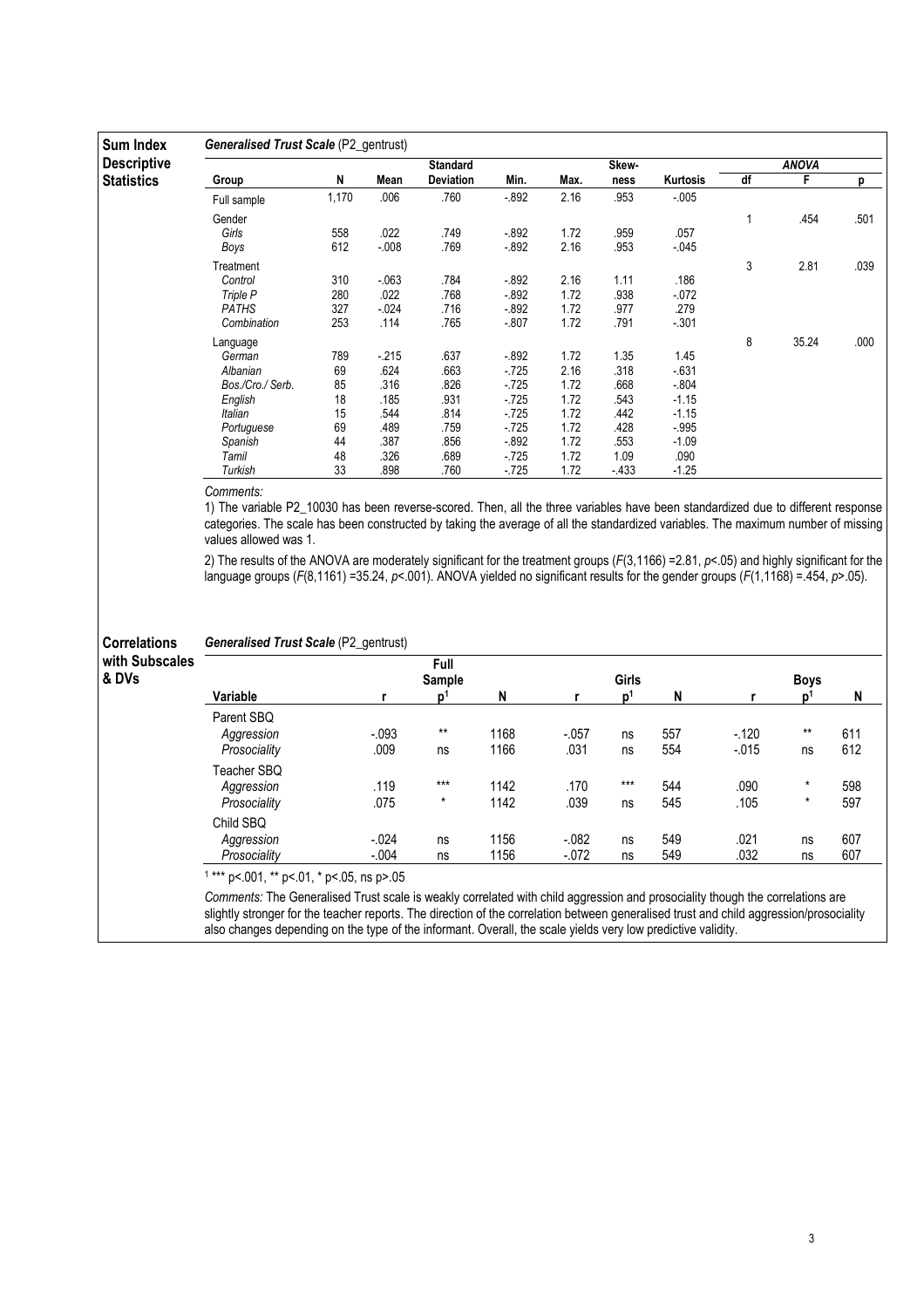## Sum Index Descriptive Statistics

***Generalised Trust Scale*** (P2_gentrust)

| Group | N | Mean | Standard Deviation | Min. | Max. | Skew-ness | Kurtosis | ANOVA df | ANOVA F | ANOVA p |
|---|---|---|---|---|---|---|---|---|---|---|
| Full sample | 1,170 | .006 | .760 | -.892 | 2.16 | .953 | -.005 | | | |
| Gender | | | | | | | | 1 | .454 | .501 |
| *Girls* | 558 | .022 | .749 | -.892 | 1.72 | .959 | .057 | | | |
| *Boys* | 612 | -.008 | .769 | -.892 | 2.16 | .953 | -.045 | | | |
| Treatment | | | | | | | | 3 | 2.81 | .039 |
| *Control* | 310 | -.063 | .784 | -.892 | 2.16 | 1.11 | .186 | | | |
| *Triple P* | 280 | .022 | .768 | -.892 | 1.72 | .938 | -.072 | | | |
| *PATHS* | 327 | -.024 | .716 | -.892 | 1.72 | .977 | .279 | | | |
| *Combination* | 253 | .114 | .765 | -.807 | 1.72 | .791 | -.301 | | | |
| Language | | | | | | | | 8 | 35.24 | .000 |
| *German* | 789 | -.215 | .637 | -.892 | 1.72 | 1.35 | 1.45 | | | |
| *Albanian* | 69 | .624 | .663 | -.725 | 2.16 | .318 | -.631 | | | |
| *Bos./Cro./ Serb.* | 85 | .316 | .826 | -.725 | 1.72 | .668 | -.804 | | | |
| *English* | 18 | .185 | .931 | -.725 | 1.72 | .543 | -1.15 | | | |
| *Italian* | 15 | .544 | .814 | -.725 | 1.72 | .442 | -1.15 | | | |
| *Portuguese* | 69 | .489 | .759 | -.725 | 1.72 | .428 | -.995 | | | |
| *Spanish* | 44 | .387 | .856 | -.892 | 1.72 | .553 | -1.09 | | | |
| *Tamil* | 48 | .326 | .689 | -.725 | 1.72 | 1.09 | .090 | | | |
| *Turkish* | 33 | .898 | .760 | -.725 | 1.72 | -.433 | -1.25 | | | |

*Comments:*

1) The variable P2_10030 has been reverse-scored. Then, all the three variables have been standardized due to different response categories. The scale has been constructed by taking the average of all the standardized variables. The maximum number of missing values allowed was 1.

2) The results of the ANOVA are moderately significant for the treatment groups ($F(3,1166) = 2.81$, $p<.05$) and highly significant for the language groups ($F(8,1161) = 35.24$, $p<.001$). ANOVA yielded no significant results for the gender groups ($F(1,1168) = .454$, $p>.05$).

## Correlations with Subscales & DVs

***Generalised Trust Scale*** (P2_gentrust)

| Variable | Full Sample r | Full Sample p[1] | Full Sample N | Girls r | Girls p[1] | Girls N | Boys r | Boys p[1] | Boys N |
|---|---|---|---|---|---|---|---|---|---|
| Parent SBQ | | | | | | | | | |
| *Aggression* | -.093 | ** | 1168 | -.057 | ns | 557 | -.120 | ** | 611 |
| *Prosociality* | .009 | ns | 1166 | .031 | ns | 554 | -.015 | ns | 612 |
| Teacher SBQ | | | | | | | | | |
| *Aggression* | .119 | *** | 1142 | .170 | *** | 544 | .090 | * | 598 |
| *Prosociality* | .075 | * | 1142 | .039 | ns | 545 | .105 | * | 597 |
| Child SBQ | | | | | | | | | |
| *Aggression* | -.024 | ns | 1156 | -.082 | ns | 549 | .021 | ns | 607 |
| *Prosociality* | -.004 | ns | 1156 | -.072 | ns | 549 | .032 | ns | 607 |

[1] *** p<.001, ** p<.01, * p<.05, ns p>.05

*Comments:* The Generalised Trust scale is weakly correlated with child aggression and prosociality though the correlations are slightly stronger for the teacher reports. The direction of the correlation between generalised trust and child aggression/prosociality also changes depending on the type of the informant. Overall, the scale yields very low predictive validity.